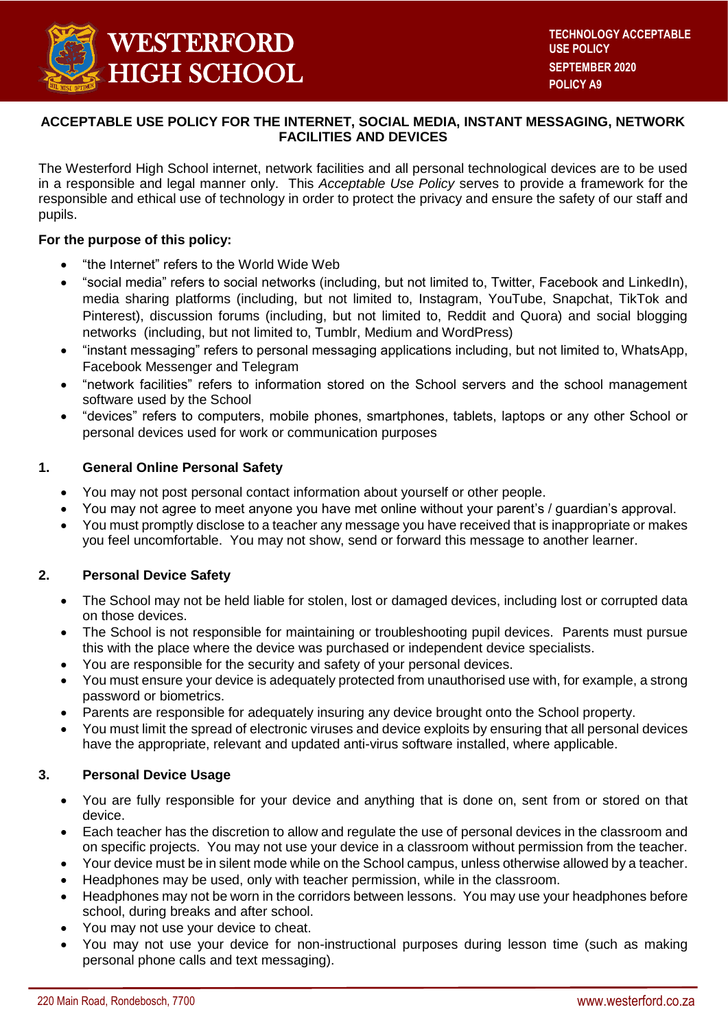# ACCEPTABLE USE POLICY FOR THE INTERNET, SOCIAL MEDIA, INSTANT MESSAGING, NETWORK FACILITIES AND DEVICES

The Westerford High School internet, network facilities and all personal technological devices are to be used in a responsible and legal manner only. This *Acceptable Use Policy* serves to provide a framework for the responsible and ethical use of technology in order to protect the privacy and ensure the safety of our staff and pupils.

**For the purpose of this policy:**

- "the Internet" refers to the World Wide Web
- "social media" refers to social networks (including, but not limited to, Twitter, Facebook and LinkedIn), media sharing platforms (including, but not limited to, Instagram, YouTube, Snapchat, TikTok and Pinterest), discussion forums (including, but not limited to, Reddit and Quora) and social blogging networks (including, but not limited to, Tumblr, Medium and WordPress)
- "instant messaging" refers to personal messaging applications including, but not limited to, WhatsApp, Facebook Messenger and Telegram
- "network facilities" refers to information stored on the School servers and the school management software used by the School
- "devices" refers to computers, mobile phones, smartphones, tablets, laptops or any other School or personal devices used for work or communication purposes

## 1. General Online Personal Safety

- You may not post personal contact information about yourself or other people.
- You may not agree to meet anyone you have met online without your parent's / guardian's approval.
- You must promptly disclose to a teacher any message you have received that is inappropriate or makes you feel uncomfortable. You may not show, send or forward this message to another learner.

## 2. Personal Device Safety

- The School may not be held liable for stolen, lost or damaged devices, including lost or corrupted data on those devices.
- The School is not responsible for maintaining or troubleshooting pupil devices. Parents must pursue this with the place where the device was purchased or independent device specialists.
- You are responsible for the security and safety of your personal devices.
- You must ensure your device is adequately protected from unauthorised use with, for example, a strong password or biometrics.
- Parents are responsible for adequately insuring any device brought onto the School property.
- You must limit the spread of electronic viruses and device exploits by ensuring that all personal devices have the appropriate, relevant and updated anti-virus software installed, where applicable.

## 3. Personal Device Usage

- You are fully responsible for your device and anything that is done on, sent from or stored on that device.
- Each teacher has the discretion to allow and regulate the use of personal devices in the classroom and on specific projects. You may not use your device in a classroom without permission from the teacher.
- Your device must be in silent mode while on the School campus, unless otherwise allowed by a teacher.
- Headphones may be used, only with teacher permission, while in the classroom.
- Headphones may not be worn in the corridors between lessons. You may use your headphones before school, during breaks and after school.
- You may not use your device to cheat.
- You may not use your device for non-instructional purposes during lesson time (such as making personal phone calls and text messaging).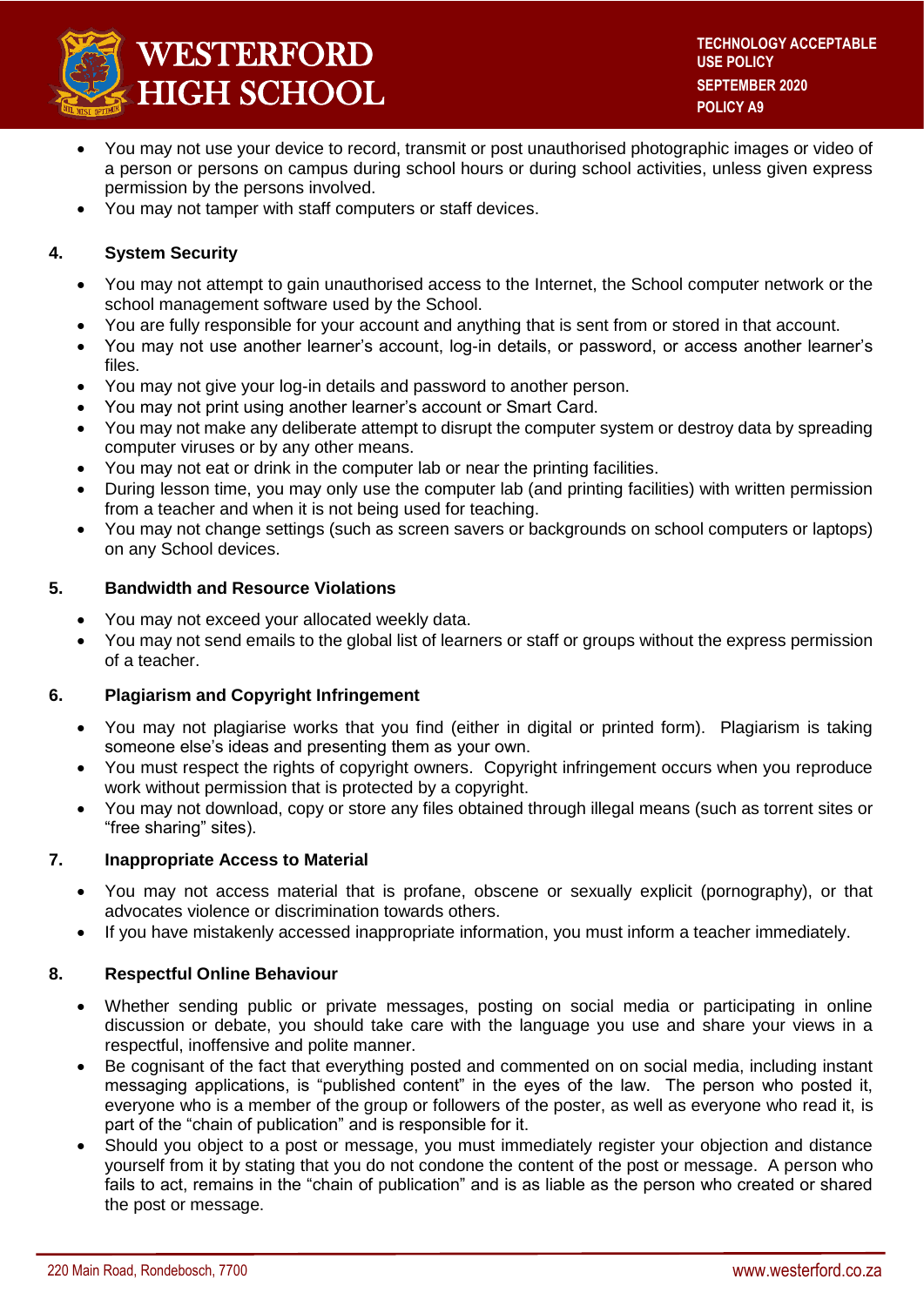- You may not use your device to record, transmit or post unauthorised photographic images or video of a person or persons on campus during school hours or during school activities, unless given express permission by the persons involved.
- You may not tamper with staff computers or staff devices.

## 4. System Security

- You may not attempt to gain unauthorised access to the Internet, the School computer network or the school management software used by the School.
- You are fully responsible for your account and anything that is sent from or stored in that account.
- You may not use another learner's account, log-in details, or password, or access another learner's files.
- You may not give your log-in details and password to another person.
- You may not print using another learner's account or Smart Card.
- You may not make any deliberate attempt to disrupt the computer system or destroy data by spreading computer viruses or by any other means.
- You may not eat or drink in the computer lab or near the printing facilities.
- During lesson time, you may only use the computer lab (and printing facilities) with written permission from a teacher and when it is not being used for teaching.
- You may not change settings (such as screen savers or backgrounds on school computers or laptops) on any School devices.

## 5. Bandwidth and Resource Violations

- You may not exceed your allocated weekly data.
- You may not send emails to the global list of learners or staff or groups without the express permission of a teacher.

## 6. Plagiarism and Copyright Infringement

- You may not plagiarise works that you find (either in digital or printed form). Plagiarism is taking someone else's ideas and presenting them as your own.
- You must respect the rights of copyright owners. Copyright infringement occurs when you reproduce work without permission that is protected by a copyright.
- You may not download, copy or store any files obtained through illegal means (such as torrent sites or "free sharing" sites).

## 7. Inappropriate Access to Material

- You may not access material that is profane, obscene or sexually explicit (pornography), or that advocates violence or discrimination towards others.
- If you have mistakenly accessed inappropriate information, you must inform a teacher immediately.

## 8. Respectful Online Behaviour

- Whether sending public or private messages, posting on social media or participating in online discussion or debate, you should take care with the language you use and share your views in a respectful, inoffensive and polite manner.
- Be cognisant of the fact that everything posted and commented on on social media, including instant messaging applications, is "published content" in the eyes of the law. The person who posted it, everyone who is a member of the group or followers of the poster, as well as everyone who read it, is part of the "chain of publication" and is responsible for it.
- Should you object to a post or message, you must immediately register your objection and distance yourself from it by stating that you do not condone the content of the post or message. A person who fails to act, remains in the "chain of publication" and is as liable as the person who created or shared the post or message.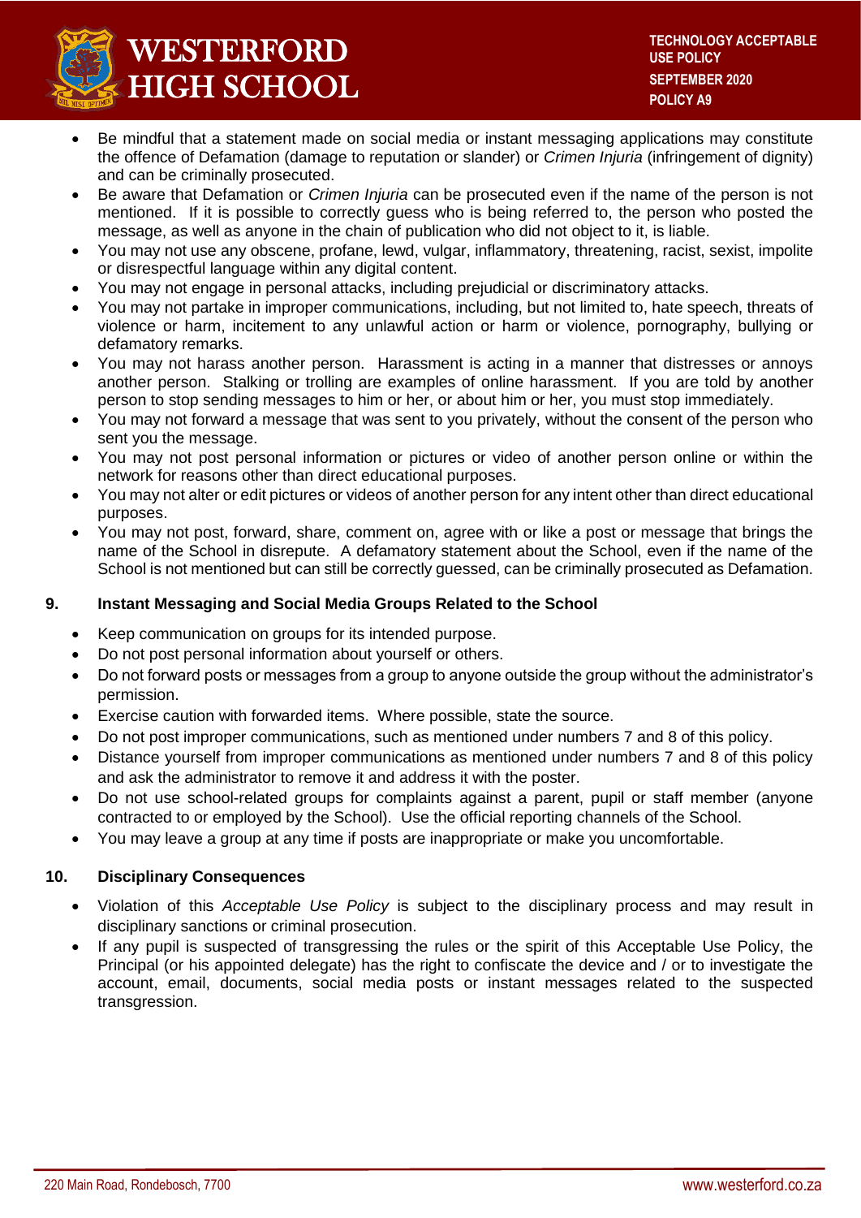- Be mindful that a statement made on social media or instant messaging applications may constitute the offence of Defamation (damage to reputation or slander) or *Crimen Injuria* (infringement of dignity) and can be criminally prosecuted.
- Be aware that Defamation or *Crimen Injuria* can be prosecuted even if the name of the person is not mentioned. If it is possible to correctly guess who is being referred to, the person who posted the message, as well as anyone in the chain of publication who did not object to it, is liable.
- You may not use any obscene, profane, lewd, vulgar, inflammatory, threatening, racist, sexist, impolite or disrespectful language within any digital content.
- You may not engage in personal attacks, including prejudicial or discriminatory attacks.
- You may not partake in improper communications, including, but not limited to, hate speech, threats of violence or harm, incitement to any unlawful action or harm or violence, pornography, bullying or defamatory remarks.
- You may not harass another person. Harassment is acting in a manner that distresses or annoys another person. Stalking or trolling are examples of online harassment. If you are told by another person to stop sending messages to him or her, or about him or her, you must stop immediately.
- You may not forward a message that was sent to you privately, without the consent of the person who sent you the message.
- You may not post personal information or pictures or video of another person online or within the network for reasons other than direct educational purposes.
- You may not alter or edit pictures or videos of another person for any intent other than direct educational purposes.
- You may not post, forward, share, comment on, agree with or like a post or message that brings the name of the School in disrepute. A defamatory statement about the School, even if the name of the School is not mentioned but can still be correctly guessed, can be criminally prosecuted as Defamation.

## 9. Instant Messaging and Social Media Groups Related to the School

- Keep communication on groups for its intended purpose.
- Do not post personal information about yourself or others.
- Do not forward posts or messages from a group to anyone outside the group without the administrator's permission.
- Exercise caution with forwarded items. Where possible, state the source.
- Do not post improper communications, such as mentioned under numbers 7 and 8 of this policy.
- Distance yourself from improper communications as mentioned under numbers 7 and 8 of this policy and ask the administrator to remove it and address it with the poster.
- Do not use school-related groups for complaints against a parent, pupil or staff member (anyone contracted to or employed by the School). Use the official reporting channels of the School.
- You may leave a group at any time if posts are inappropriate or make you uncomfortable.

## 10. Disciplinary Consequences

- Violation of this *Acceptable Use Policy* is subject to the disciplinary process and may result in disciplinary sanctions or criminal prosecution.
- If any pupil is suspected of transgressing the rules or the spirit of this Acceptable Use Policy, the Principal (or his appointed delegate) has the right to confiscate the device and / or to investigate the account, email, documents, social media posts or instant messages related to the suspected transgression.